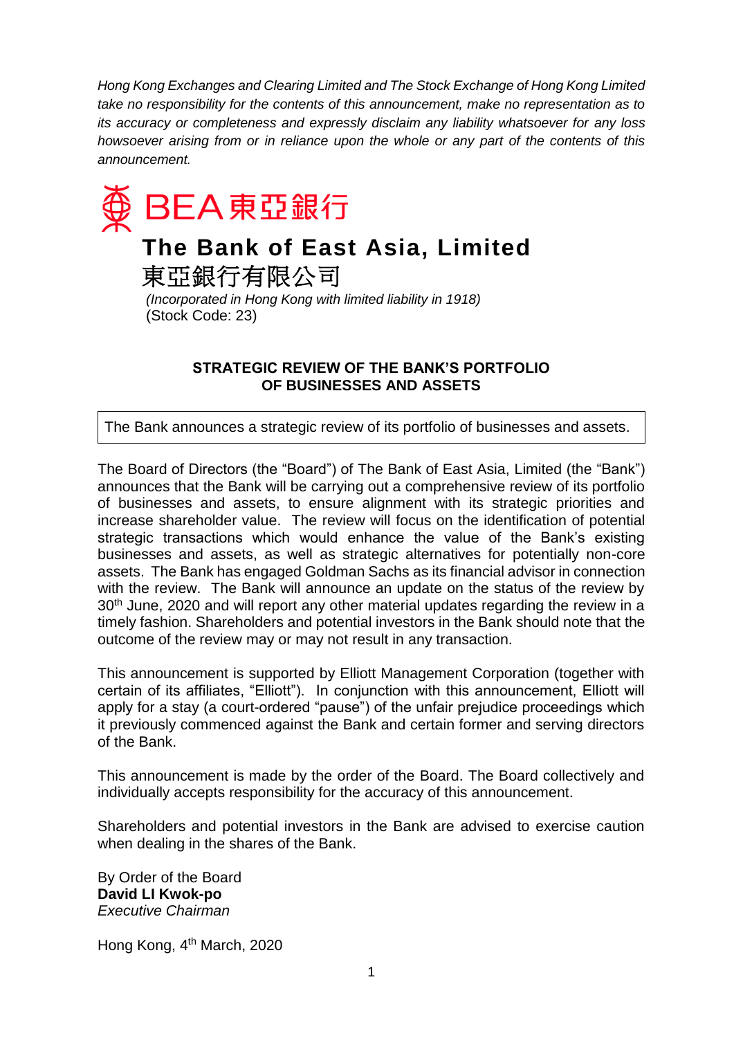*Hong Kong Exchanges and Clearing Limited and The Stock Exchange of Hong Kong Limited take no responsibility for the contents of this announcement, make no representation as to its accuracy or completeness and expressly disclaim any liability whatsoever for any loss howsoever arising from or in reliance upon the whole or any part of the contents of this announcement.*

BEA 東亞銀行

# The Bank of East Asia, Limited
# 東亞銀行有限公司

*(Incorporated in Hong Kong with limited liability in 1918)*
(Stock Code: 23)

## STRATEGIC REVIEW OF THE BANK'S PORTFOLIO OF BUSINESSES AND ASSETS

The Bank announces a strategic review of its portfolio of businesses and assets.

The Board of Directors (the "Board") of The Bank of East Asia, Limited (the "Bank") announces that the Bank will be carrying out a comprehensive review of its portfolio of businesses and assets, to ensure alignment with its strategic priorities and increase shareholder value. The review will focus on the identification of potential strategic transactions which would enhance the value of the Bank's existing businesses and assets, as well as strategic alternatives for potentially non-core assets. The Bank has engaged Goldman Sachs as its financial advisor in connection with the review. The Bank will announce an update on the status of the review by 30th June, 2020 and will report any other material updates regarding the review in a timely fashion. Shareholders and potential investors in the Bank should note that the outcome of the review may or may not result in any transaction.

This announcement is supported by Elliott Management Corporation (together with certain of its affiliates, "Elliott"). In conjunction with this announcement, Elliott will apply for a stay (a court-ordered "pause") of the unfair prejudice proceedings which it previously commenced against the Bank and certain former and serving directors of the Bank.

This announcement is made by the order of the Board. The Board collectively and individually accepts responsibility for the accuracy of this announcement.

Shareholders and potential investors in the Bank are advised to exercise caution when dealing in the shares of the Bank.

By Order of the Board
**David LI Kwok-po**
*Executive Chairman*

Hong Kong, 4th March, 2020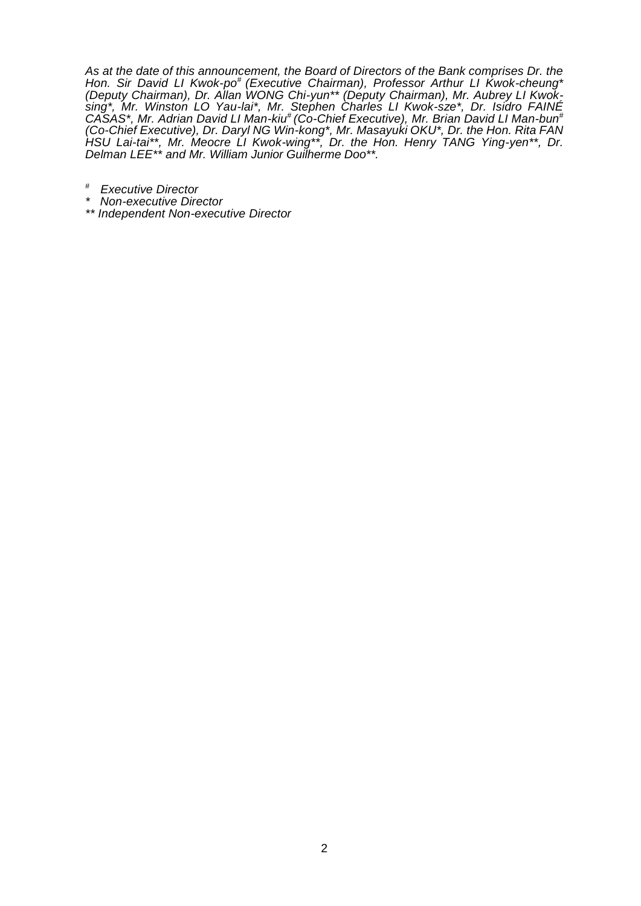*As at the date of this announcement, the Board of Directors of the Bank comprises Dr. the Hon. Sir David LI Kwok-po# (Executive Chairman), Professor Arthur LI Kwok-cheung* (Deputy Chairman), Dr. Allan WONG Chi-yun** (Deputy Chairman), Mr. Aubrey LI Kwok-sing*, Mr. Winston LO Yau-lai*, Mr. Stephen Charles LI Kwok-sze*, Dr. Isidro FAINÉ CASAS*, Mr. Adrian David LI Man-kiu# (Co-Chief Executive), Mr. Brian David LI Man-bun# (Co-Chief Executive), Dr. Daryl NG Win-kong*, Mr. Masayuki OKU*, Dr. the Hon. Rita FAN HSU Lai-tai**, Mr. Meocre LI Kwok-wing**, Dr. the Hon. Henry TANG Ying-yen**, Dr. Delman LEE** and Mr. William Junior Guilherme Doo**.*

\# *Executive Director*  
\* *Non-executive Director*  
\** *Independent Non-executive Director*